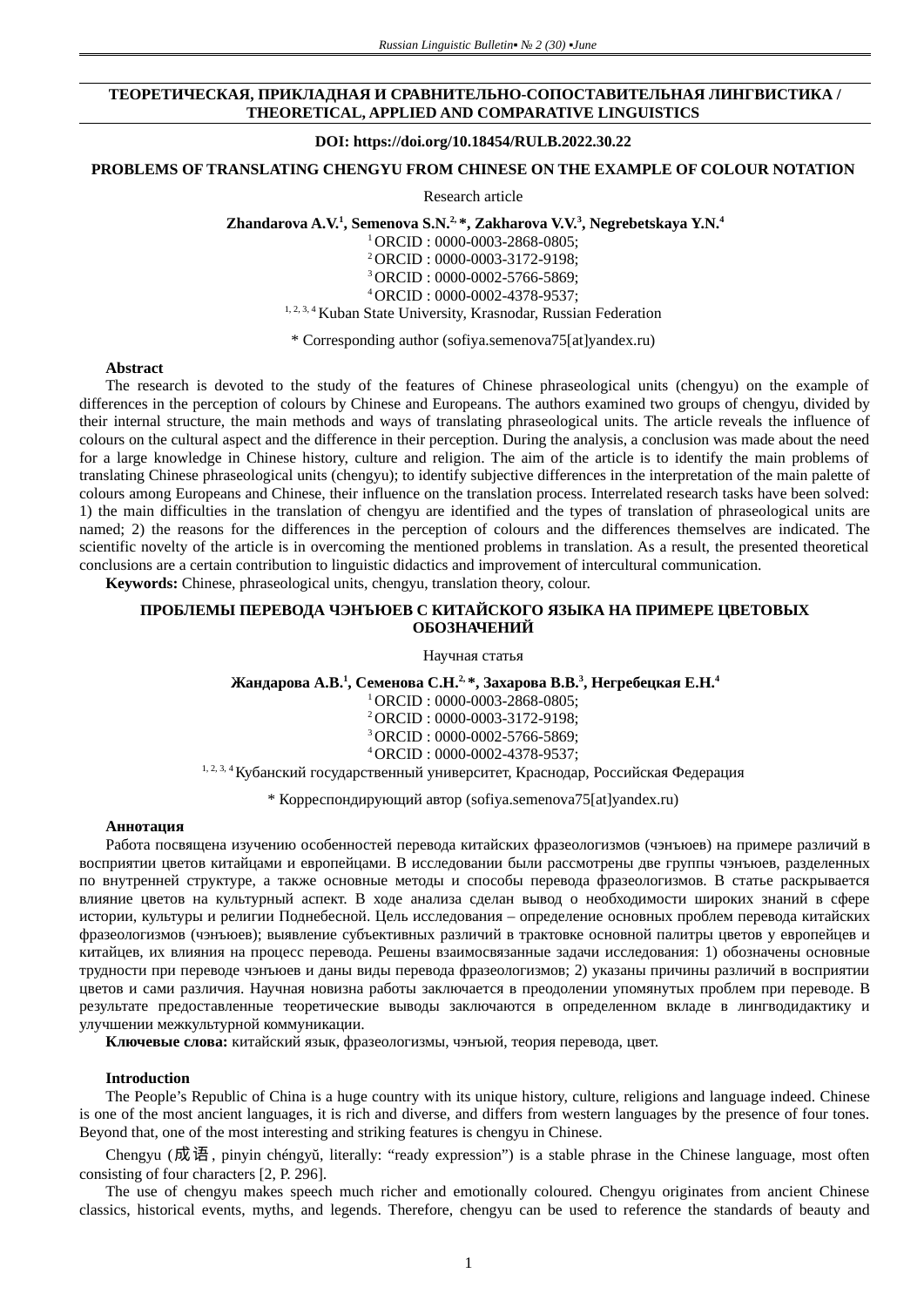**ТЕОРЕТИЧЕСКАЯ, ПРИКЛАДНАЯ И СРАВНИТЕЛЬНО-СОПОСТАВИТЕЛЬНАЯ ЛИНГВИСТИКА / THEORETICAL, APPLIED AND COMPARATIVE LINGUISTICS**

**DOI: https://doi.org/10.18454/RULB.2022.30.22**

# PROBLEMS OF TRANSLATING CHENGYU FROM CHINESE ON THE EXAMPLE OF COLOUR NOTATION

Research article

**Zhandarova A.V.[1], Semenova S.N.[2,*], Zakharova V.V.[3], Negrebetskaya Y.N.[4]**

[1] ORCID : 0000-0003-2868-0805;
[2] ORCID : 0000-0003-3172-9198;
[3] ORCID : 0000-0002-5766-5869;
[4] ORCID : 0000-0002-4378-9537;
[1, 2, 3, 4] Kuban State University, Krasnodar, Russian Federation

* Corresponding author (sofiya.semenova75[at]yandex.ru)

**Abstract**

The research is devoted to the study of the features of Chinese phraseological units (chengyu) on the example of differences in the perception of colours by Chinese and Europeans. The authors examined two groups of chengyu, divided by their internal structure, the main methods and ways of translating phraseological units. The article reveals the influence of colours on the cultural aspect and the difference in their perception. During the analysis, a conclusion was made about the need for a large knowledge in Chinese history, culture and religion. The aim of the article is to identify the main problems of translating Chinese phraseological units (chengyu); to identify subjective differences in the interpretation of the main palette of colours among Europeans and Chinese, their influence on the translation process. Interrelated research tasks have been solved: 1) the main difficulties in the translation of chengyu are identified and the types of translation of phraseological units are named; 2) the reasons for the differences in the perception of colours and the differences themselves are indicated. The scientific novelty of the article is in overcoming the mentioned problems in translation. As a result, the presented theoretical conclusions are a certain contribution to linguistic didactics and improvement of intercultural communication.

**Keywords:** Chinese, phraseological units, chengyu, translation theory, colour.

# ПРОБЛЕМЫ ПЕРЕВОДА ЧЭНЪЮЕВ С КИТАЙСКОГО ЯЗЫКА НА ПРИМЕРЕ ЦВЕТОВЫХ ОБОЗНАЧЕНИЙ

Научная статья

**Жандарова А.В.[1], Семенова С.Н.[2,*], Захарова В.В.[3], Негребецкая Е.Н.[4]**

[1] ORCID : 0000-0003-2868-0805;
[2] ORCID : 0000-0003-3172-9198;
[3] ORCID : 0000-0002-5766-5869;
[4] ORCID : 0000-0002-4378-9537;
[1, 2, 3, 4] Кубанский государственный университет, Краснодар, Российская Федерация

* Корреспондирующий автор (sofiya.semenova75[at]yandex.ru)

**Аннотация**

Работа посвящена изучению особенностей перевода китайских фразеологизмов (чэнъюев) на примере различий в восприятии цветов китайцами и европейцами. В исследовании были рассмотрены две группы чэнъюев, разделенных по внутренней структуре, а также основные методы и способы перевода фразеологизмов. В статье раскрывается влияние цветов на культурный аспект. В ходе анализа сделан вывод о необходимости широких знаний в сфере истории, культуры и религии Поднебесной. Цель исследования – определение основных проблем перевода китайских фразеологизмов (чэнъюев); выявление субъективных различий в трактовке основной палитры цветов у европейцев и китайцев, их влияния на процесс перевода. Решены взаимосвязанные задачи исследования: 1) обозначены основные трудности при переводе чэнъюев и даны виды перевода фразеологизмов; 2) указаны причины различий в восприятии цветов и сами различия. Научная новизна работы заключается в преодолении упомянутых проблем при переводе. В результате предоставленные теоретические выводы заключаются в определенном вкладе в лингводидактику и улучшении межкультурной коммуникации.

**Ключевые слова:** китайский язык, фразеологизмы, чэнъюй, теория перевода, цвет.

## Introduction

The People's Republic of China is a huge country with its unique history, culture, religions and language indeed. Chinese is one of the most ancient languages, it is rich and diverse, and differs from western languages by the presence of four tones. Beyond that, one of the most interesting and striking features is chengyu in Chinese.

Chengyu (成语, pinyin chéngyǔ, literally: "ready expression") is a stable phrase in the Chinese language, most often consisting of four characters [2, P. 296].

The use of chengyu makes speech much richer and emotionally coloured. Chengyu originates from ancient Chinese classics, historical events, myths, and legends. Therefore, chengyu can be used to reference the standards of beauty and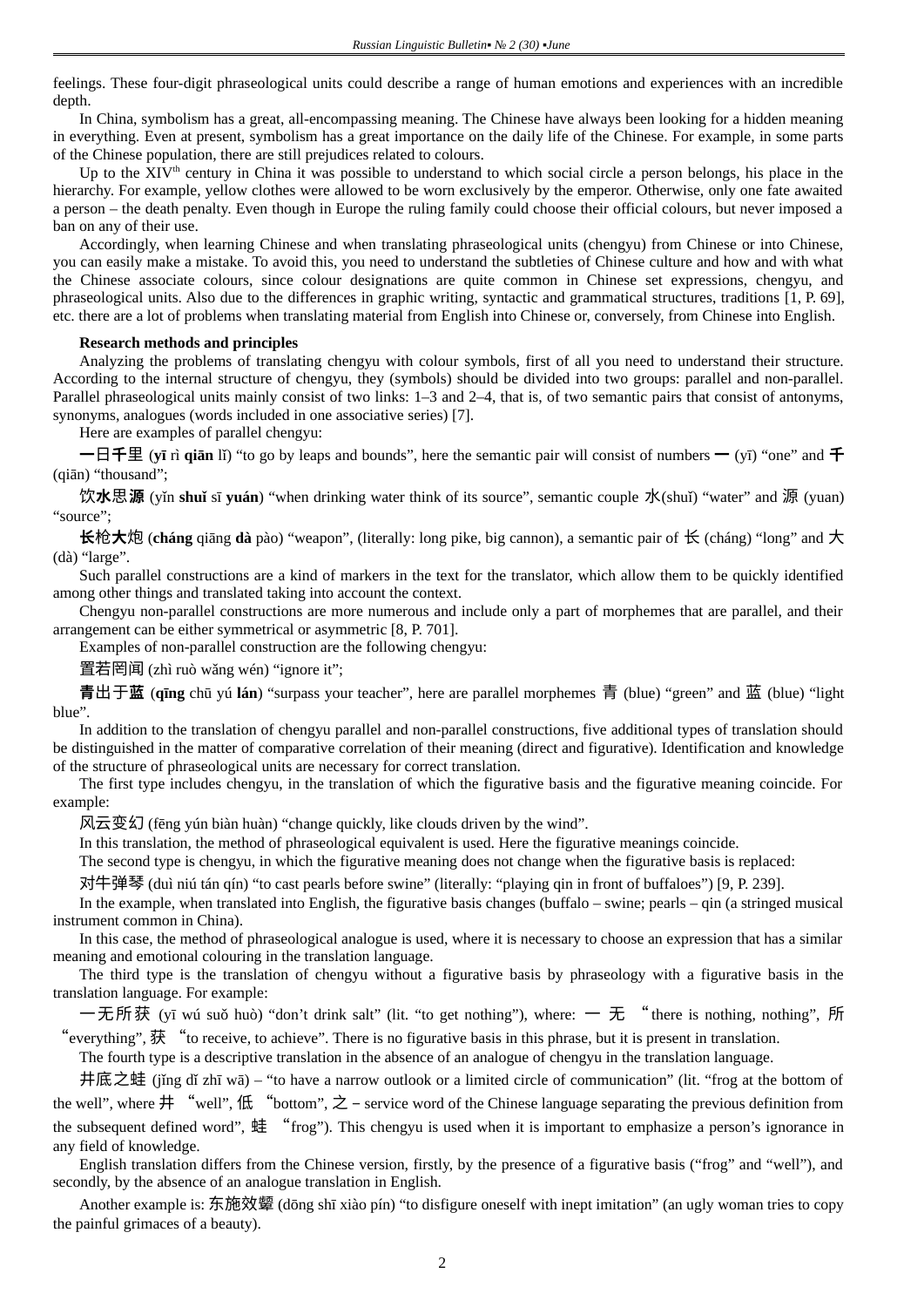feelings. These four-digit phraseological units could describe a range of human emotions and experiences with an incredible depth.

In China, symbolism has a great, all-encompassing meaning. The Chinese have always been looking for a hidden meaning in everything. Even at present, symbolism has a great importance on the daily life of the Chinese. For example, in some parts of the Chinese population, there are still prejudices related to colours.

Up to the XIV[th] century in China it was possible to understand to which social circle a person belongs, his place in the hierarchy. For example, yellow clothes were allowed to be worn exclusively by the emperor. Otherwise, only one fate awaited a person – the death penalty. Even though in Europe the ruling family could choose their official colours, but never imposed a ban on any of their use.

Accordingly, when learning Chinese and when translating phraseological units (chengyu) from Chinese or into Chinese, you can easily make a mistake. To avoid this, you need to understand the subtleties of Chinese culture and how and with what the Chinese associate colours, since colour designations are quite common in Chinese set expressions, chengyu, and phraseological units. Also due to the differences in graphic writing, syntactic and grammatical structures, traditions [1, P. 69], etc. there are a lot of problems when translating material from English into Chinese or, conversely, from Chinese into English.

**Research methods and principles**

Analyzing the problems of translating chengyu with colour symbols, first of all you need to understand their structure. According to the internal structure of chengyu, they (symbols) should be divided into two groups: parallel and non-parallel. Parallel phraseological units mainly consist of two links: 1–3 and 2–4, that is, of two semantic pairs that consist of antonyms, synonyms, analogues (words included in one associative series) [7].

Here are examples of parallel chengyu:

**一**日**千**里 (**yī** rì **qiān** lǐ) "to go by leaps and bounds", here the semantic pair will consist of numbers **一** (yī) "one" and **千** (qiān) "thousand";

饮**水**思**源** (yǐn **shuǐ** sī **yuán**) "when drinking water think of its source", semantic couple 水(shuǐ) "water" and 源 (yuan) "source";

**长**枪**大**炮 (**cháng** qiāng **dà** pào) "weapon", (literally: long pike, big cannon), a semantic pair of 长 (cháng) "long" and 大 (dà) "large".

Such parallel constructions are a kind of markers in the text for the translator, which allow them to be quickly identified among other things and translated taking into account the context.

Chengyu non-parallel constructions are more numerous and include only a part of morphemes that are parallel, and their arrangement can be either symmetrical or asymmetric [8, P. 701].

Examples of non-parallel construction are the following chengyu:

置若罔闻 (zhì ruò wǎng wén) "ignore it";

**青**出于**蓝** (**qīng** chū yú **lán**) "surpass your teacher", here are parallel morphemes 青 (blue) "green" and 蓝 (blue) "light blue".

In addition to the translation of chengyu parallel and non-parallel constructions, five additional types of translation should be distinguished in the matter of comparative correlation of their meaning (direct and figurative). Identification and knowledge of the structure of phraseological units are necessary for correct translation.

The first type includes chengyu, in the translation of which the figurative basis and the figurative meaning coincide. For example:

风云变幻 (fēng yún biàn huàn) "change quickly, like clouds driven by the wind".

In this translation, the method of phraseological equivalent is used. Here the figurative meanings coincide.

The second type is chengyu, in which the figurative meaning does not change when the figurative basis is replaced:

对牛弹琴 (duì niú tán qín) "to cast pearls before swine" (literally: "playing qin in front of buffaloes") [9, P. 239].

In the example, when translated into English, the figurative basis changes (buffalo – swine; pearls – qin (a stringed musical instrument common in China).

In this case, the method of phraseological analogue is used, where it is necessary to choose an expression that has a similar meaning and emotional colouring in the translation language.

The third type is the translation of chengyu without a figurative basis by phraseology with a figurative basis in the translation language. For example:

一无所获 (yī wú suǒ huò) "don't drink salt" (lit. "to get nothing"), where: 一 无 "there is nothing, nothing", 所 "everything", 获 "to receive, to achieve". There is no figurative basis in this phrase, but it is present in translation.

The fourth type is a descriptive translation in the absence of an analogue of chengyu in the translation language.

井底之蛙 (jǐng dǐ zhī wā) – "to have a narrow outlook or a limited circle of communication" (lit. "frog at the bottom of the well", where 井 "well", 低 "bottom", 之 – service word of the Chinese language separating the previous definition from the subsequent defined word", 蛙 "frog"). This chengyu is used when it is important to emphasize a person's ignorance in any field of knowledge.

English translation differs from the Chinese version, firstly, by the presence of a figurative basis ("frog" and "well"), and secondly, by the absence of an analogue translation in English.

Another example is: 东施效颦 (dōng shī xiào pín) "to disfigure oneself with inept imitation" (an ugly woman tries to copy the painful grimaces of a beauty).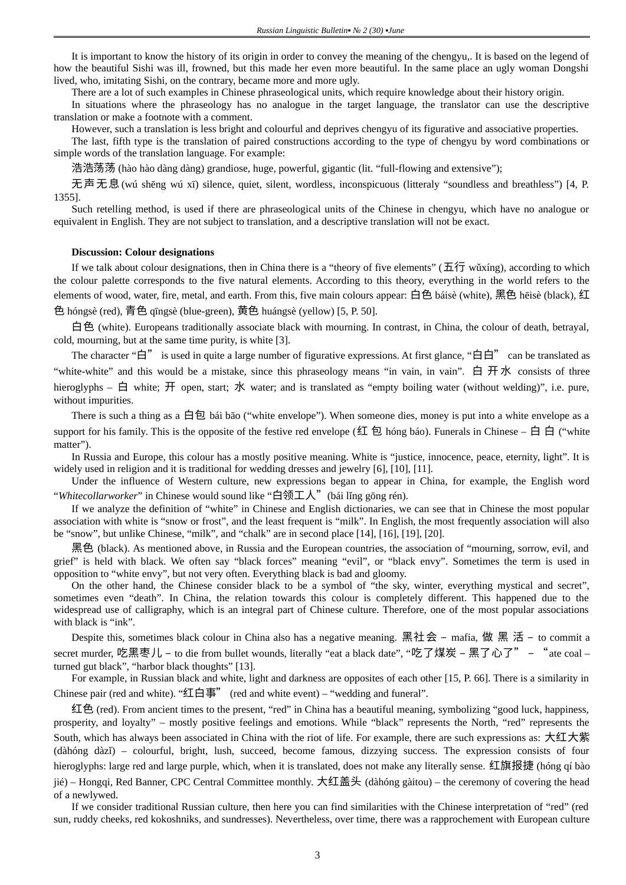It is important to know the history of its origin in order to convey the meaning of the chengyu,. It is based on the legend of how the beautiful Sishi was ill, frowned, but this made her even more beautiful. In the same place an ugly woman Dongshi lived, who, imitating Sishi, on the contrary, became more and more ugly.

There are a lot of such examples in Chinese phraseological units, which require knowledge about their history origin.

In situations where the phraseology has no analogue in the target language, the translator can use the descriptive translation or make a footnote with a comment.

However, such a translation is less bright and colourful and deprives chengyu of its figurative and associative properties.

The last, fifth type is the translation of paired constructions according to the type of chengyu by word combinations or simple words of the translation language. For example:

浩浩荡荡 (hào hào dàng dàng) grandiose, huge, powerful, gigantic (lit. "full-flowing and extensive");

无声无息 (wú shēng wú xī) silence, quiet, silent, wordless, inconspicuous (litteraly "soundless and breathless") [4, P. 1355].

Such retelling method, is used if there are phraseological units of the Chinese in chengyu, which have no analogue or equivalent in English. They are not subject to translation, and a descriptive translation will not be exact.

**Discussion: Colour designations**

If we talk about colour designations, then in China there is a "theory of five elements" (五行 wǔxíng), according to which the colour palette corresponds to the five natural elements. According to this theory, everything in the world refers to the elements of wood, water, fire, metal, and earth. From this, five main colours appear: 白色 báisè (white), 黑色 hēisè (black), 红色 hóngsè (red), 青色 qīngsè (blue-green), 黄色 huángsè (yellow) [5, P. 50].

白色 (white). Europeans traditionally associate black with mourning. In contrast, in China, the colour of death, betrayal, cold, mourning, but at the same time purity, is white [3].

The character "白" is used in quite a large number of figurative expressions. At first glance, "白白" can be translated as "white-white" and this would be a mistake, since this phraseology means "in vain, in vain". 白开水 consists of three hieroglyphs – 白 white; 开 open, start; 水 water; and is translated as "empty boiling water (without welding)", i.e. pure, without impurities.

There is such a thing as a 白包 bái bāo ("white envelope"). When someone dies, money is put into a white envelope as a support for his family. This is the opposite of the festive red envelope (红包 hóng báo). Funerals in Chinese – 白白 ("white matter").

In Russia and Europe, this colour has a mostly positive meaning. White is "justice, innocence, peace, eternity, light". It is widely used in religion and it is traditional for wedding dresses and jewelry [6], [10], [11].

Under the influence of Western culture, new expressions began to appear in China, for example, the English word "*Whitecollarworker*" in Chinese would sound like "白领工人" (bái lǐng gōng rén).

If we analyze the definition of "white" in Chinese and English dictionaries, we can see that in Chinese the most popular association with white is "snow or frost", and the least frequent is "milk". In English, the most frequently association will also be "snow", but unlike Chinese, "milk", and "chalk" are in second place [14], [16], [19], [20].

黑色 (black). As mentioned above, in Russia and the European countries, the association of "mourning, sorrow, evil, and grief" is held with black. We often say "black forces" meaning "evil", or "black envy". Sometimes the term is used in opposition to "white envy", but not very often. Everything black is bad and gloomy.

On the other hand, the Chinese consider black to be a symbol of "the sky, winter, everything mystical and secret", sometimes even "death". In China, the relation towards this colour is completely different. This happened due to the widespread use of calligraphy, which is an integral part of Chinese culture. Therefore, one of the most popular associations with black is "ink".

Despite this, sometimes black colour in China also has a negative meaning. 黑社会 – mafia, 做黑活 – to commit a secret murder, 吃黑枣儿 – to die from bullet wounds, literally "eat a black date", "吃了煤炭 – 黑了心了" – "ate coal – turned gut black", "harbor black thoughts" [13].

For example, in Russian black and white, light and darkness are opposites of each other [15, P. 66]. There is a similarity in Chinese pair (red and white). "红白事" (red and white event) – "wedding and funeral".

红色 (red). From ancient times to the present, "red" in China has a beautiful meaning, symbolizing "good luck, happiness, prosperity, and loyalty" – mostly positive feelings and emotions. While "black" represents the North, "red" represents the South, which has always been associated in China with the riot of life. For example, there are such expressions as: 大红大紫 (dàhóng dàzǐ) – colourful, bright, lush, succeed, become famous, dizzying success. The expression consists of four hieroglyphs: large red and large purple, which, when it is translated, does not make any literally sense. 红旗报捷 (hóng qí bào jié) – Hongqi, Red Banner, CPC Central Committee monthly. 大红盖头 (dàhóng gàitou) – the ceremony of covering the head of a newlywed.

If we consider traditional Russian culture, then here you can find similarities with the Chinese interpretation of "red" (red sun, ruddy cheeks, red kokoshniks, and sundresses). Nevertheless, over time, there was a rapprochement with European culture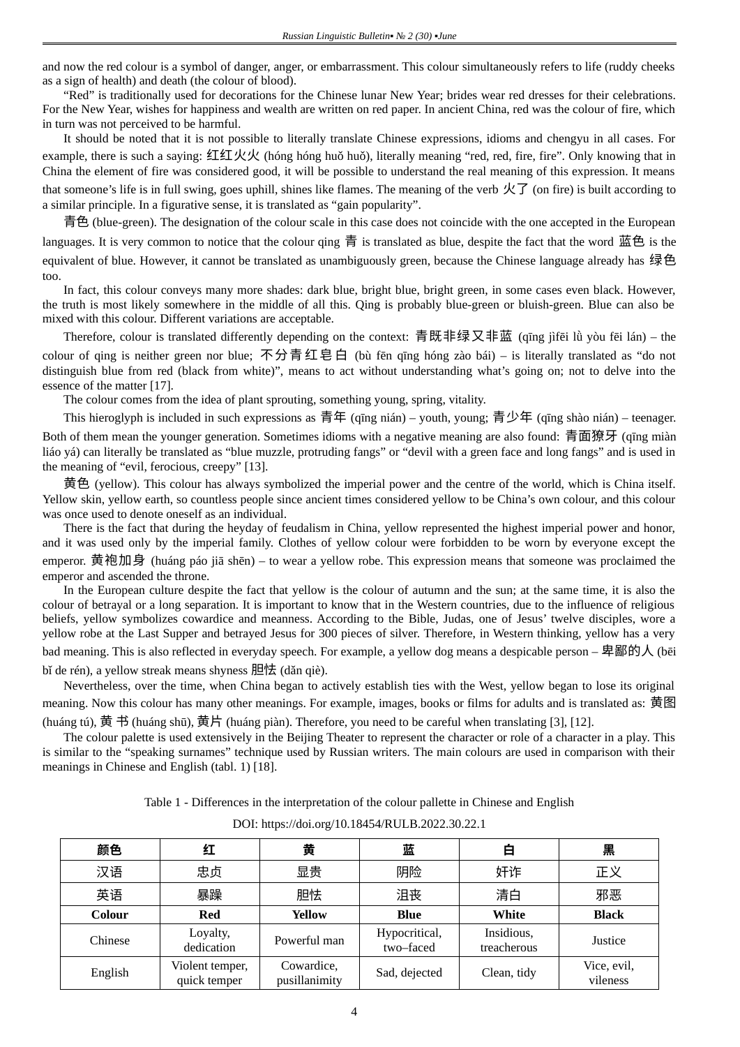and now the red colour is a symbol of danger, anger, or embarrassment. This colour simultaneously refers to life (ruddy cheeks as a sign of health) and death (the colour of blood).

“Red” is traditionally used for decorations for the Chinese lunar New Year; brides wear red dresses for their celebrations. For the New Year, wishes for happiness and wealth are written on red paper. In ancient China, red was the colour of fire, which in turn was not perceived to be harmful.

It should be noted that it is not possible to literally translate Chinese expressions, idioms and chengyu in all cases. For example, there is such a saying: 红红火火 (hóng hóng huǒ huǒ), literally meaning “red, red, fire, fire”. Only knowing that in China the element of fire was considered good, it will be possible to understand the real meaning of this expression. It means that someone’s life is in full swing, goes uphill, shines like flames. The meaning of the verb 火了 (on fire) is built according to a similar principle. In a figurative sense, it is translated as “gain popularity”.

青色 (blue-green). The designation of the colour scale in this case does not coincide with the one accepted in the European languages. It is very common to notice that the colour qing 青 is translated as blue, despite the fact that the word 蓝色 is the equivalent of blue. However, it cannot be translated as unambiguously green, because the Chinese language already has 绿色 too.

In fact, this colour conveys many more shades: dark blue, bright blue, bright green, in some cases even black. However, the truth is most likely somewhere in the middle of all this. Qing is probably blue-green or bluish-green. Blue can also be mixed with this colour. Different variations are acceptable.

Therefore, colour is translated differently depending on the context: 青既非绿又非蓝 (qīng jìfēi lǜ yòu fēi lán) – the colour of qing is neither green nor blue; 不分青红皂白 (bù fēn qīng hóng zào bái) – is literally translated as “do not distinguish blue from red (black from white)”, means to act without understanding what’s going on; not to delve into the essence of the matter [17].

The colour comes from the idea of plant sprouting, something young, spring, vitality.

This hieroglyph is included in such expressions as 青年 (qīng nián) – youth, young; 青少年 (qīng shào nián) – teenager. Both of them mean the younger generation. Sometimes idioms with a negative meaning are also found: 青面獠牙 (qīng miàn liáo yá) can literally be translated as “blue muzzle, protruding fangs” or “devil with a green face and long fangs” and is used in the meaning of “evil, ferocious, creepy” [13].

黄色 (yellow). This colour has always symbolized the imperial power and the centre of the world, which is China itself. Yellow skin, yellow earth, so countless people since ancient times considered yellow to be China’s own colour, and this colour was once used to denote oneself as an individual.

There is the fact that during the heyday of feudalism in China, yellow represented the highest imperial power and honor, and it was used only by the imperial family. Clothes of yellow colour were forbidden to be worn by everyone except the emperor. 黄袍加身 (huáng páo jiā shēn) – to wear a yellow robe. This expression means that someone was proclaimed the emperor and ascended the throne.

In the European culture despite the fact that yellow is the colour of autumn and the sun; at the same time, it is also the colour of betrayal or a long separation. It is important to know that in the Western countries, due to the influence of religious beliefs, yellow symbolizes cowardice and meanness. According to the Bible, Judas, one of Jesus’ twelve disciples, wore a yellow robe at the Last Supper and betrayed Jesus for 300 pieces of silver. Therefore, in Western thinking, yellow has a very bad meaning. This is also reflected in everyday speech. For example, a yellow dog means a despicable person – 卑鄙的人 (bēi bǐ de rén), a yellow streak means shyness 胆怯 (dǎn qiè).

Nevertheless, over the time, when China began to actively establish ties with the West, yellow began to lose its original meaning. Now this colour has many other meanings. For example, images, books or films for adults and is translated as: 黄图 (huáng tú), 黄书 (huáng shū), 黄片 (huáng piàn). Therefore, you need to be careful when translating [3], [12].

The colour palette is used extensively in the Beijing Theater to represent the character or role of a character in a play. This is similar to the “speaking surnames” technique used by Russian writers. The main colours are used in comparison with their meanings in Chinese and English (tabl. 1) [18].

Table 1 - Differences in the interpretation of the colour pallette in Chinese and English

DOI: https://doi.org/10.18454/RULB.2022.30.22.1

| **颜色** | **红** | **黄** | **蓝** | **白** | **黑** |
|---|---|---|---|---|---|
| 汉语 | 忠贞 | 显贵 | 阴险 | 奸诈 | 正义 |
| 英语 | 暴躁 | 胆怯 | 沮丧 | 清白 | 邪恶 |
| **Colour** | **Red** | **Yellow** | **Blue** | **White** | **Black** |
| Chinese | Loyalty, dedication | Powerful man | Hypocritical, two–faced | Insidious, treacherous | Justice |
| English | Violent temper, quick temper | Cowardice, pusillanimity | Sad, dejected | Clean, tidy | Vice, evil, vileness |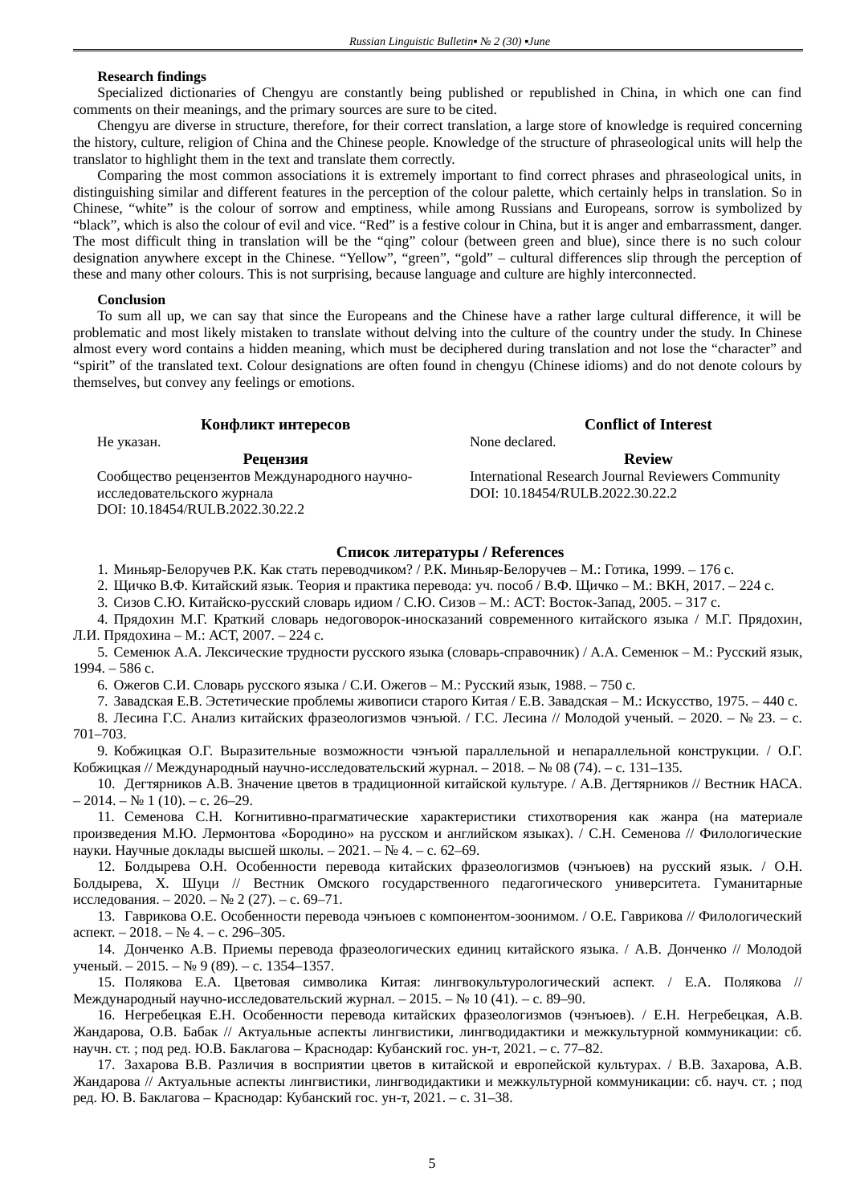**Research findings**

Specialized dictionaries of Chengyu are constantly being published or republished in China, in which one can find comments on their meanings, and the primary sources are sure to be cited.

Chengyu are diverse in structure, therefore, for their correct translation, a large store of knowledge is required concerning the history, culture, religion of China and the Chinese people. Knowledge of the structure of phraseological units will help the translator to highlight them in the text and translate them correctly.

Comparing the most common associations it is extremely important to find correct phrases and phraseological units, in distinguishing similar and different features in the perception of the colour palette, which certainly helps in translation. So in Chinese, "white" is the colour of sorrow and emptiness, while among Russians and Europeans, sorrow is symbolized by "black", which is also the colour of evil and vice. "Red" is a festive colour in China, but it is anger and embarrassment, danger. The most difficult thing in translation will be the "qing" colour (between green and blue), since there is no such colour designation anywhere except in the Chinese. "Yellow", "green", "gold" – cultural differences slip through the perception of these and many other colours. This is not surprising, because language and culture are highly interconnected.

**Conclusion**

To sum all up, we can say that since the Europeans and the Chinese have a rather large cultural difference, it will be problematic and most likely mistaken to translate without delving into the culture of the country under the study. In Chinese almost every word contains a hidden meaning, which must be deciphered during translation and not lose the "character" and "spirit" of the translated text. Colour designations are often found in chengyu (Chinese idioms) and do not denote colours by themselves, but convey any feelings or emotions.

**Конфликт интересов**

Не указан.

**Рецензия**

Сообщество рецензентов Международного научно-исследовательского журнала
DOI: 10.18454/RULB.2022.30.22.2

**Conflict of Interest**

None declared.

**Review**

International Research Journal Reviewers Community
DOI: 10.18454/RULB.2022.30.22.2

**Список литературы / References**

1. Миньяр-Белоручев Р.К. Как стать переводчиком? / Р.К. Миньяр-Белоручев – М.: Готика, 1999. – 176 с.
2. Щичко В.Ф. Китайский язык. Теория и практика перевода: уч. пособ / В.Ф. Щичко – М.: ВКН, 2017. – 224 с.
3. Сизов С.Ю. Китайско-русский словарь идиом / С.Ю. Сизов – М.: АСТ: Восток-Запад, 2005. – 317 с.
4. Прядохин М.Г. Краткий словарь недоговорок-иносказаний современного китайского языка / М.Г. Прядохин, Л.И. Прядохина – М.: АСТ, 2007. – 224 с.
5. Семенюк А.А. Лексические трудности русского языка (словарь-справочник) / А.А. Семенюк – М.: Русский язык, 1994. – 586 с.
6. Ожегов С.И. Словарь русского языка / С.И. Ожегов – М.: Русский язык, 1988. – 750 с.
7. Завадская Е.В. Эстетические проблемы живописи старого Китая / Е.В. Завадская – М.: Искусство, 1975. – 440 с.
8. Лесина Г.С. Анализ китайских фразеологизмов чэнъюй. / Г.С. Лесина // Молодой ученый. – 2020. – № 23. – с. 701–703.
9. Кобжицкая О.Г. Выразительные возможности чэнъюй параллельной и непараллельной конструкции. / О.Г. Кобжицкая // Международный научно-исследовательский журнал. – 2018. – № 08 (74). – с. 131–135.
10. Дегтярников А.В. Значение цветов в традиционной китайской культуре. / А.В. Дегтярников // Вестник НАСА. – 2014. – № 1 (10). – с. 26–29.
11. Семенова С.Н. Когнитивно-прагматические характеристики стихотворения как жанра (на материале произведения М.Ю. Лермонтова «Бородино» на русском и английском языках). / С.Н. Семенова // Филологические науки. Научные доклады высшей школы. – 2021. – № 4. – с. 62–69.
12. Болдырева О.Н. Особенности перевода китайских фразеологизмов (чэнъюев) на русский язык. / О.Н. Болдырева, Х. Шуци // Вестник Омского государственного педагогического университета. Гуманитарные исследования. – 2020. – № 2 (27). – с. 69–71.
13. Гаврикова О.Е. Особенности перевода чэнъюев с компонентом-зоонимом. / О.Е. Гаврикова // Филологический аспект. – 2018. – № 4. – с. 296–305.
14. Донченко А.В. Приемы перевода фразеологических единиц китайского языка. / А.В. Донченко // Молодой ученый. – 2015. – № 9 (89). – с. 1354–1357.
15. Полякова Е.А. Цветовая символика Китая: лингвокультурологический аспект. / Е.А. Полякова // Международный научно-исследовательский журнал. – 2015. – № 10 (41). – с. 89–90.
16. Негребецкая Е.Н. Особенности перевода китайских фразеологизмов (чэнъюев). / Е.Н. Негребецкая, А.В. Жандарова, О.В. Бабак // Актуальные аспекты лингвистики, лингводидактики и межкультурной коммуникации: сб. научн. ст. ; под ред. Ю.В. Баклагова – Краснодар: Кубанский гос. ун-т, 2021. – с. 77–82.
17. Захарова В.В. Различия в восприятии цветов в китайской и европейской культурах. / В.В. Захарова, А.В. Жандарова // Актуальные аспекты лингвистики, лингводидактики и межкультурной коммуникации: сб. науч. ст. ; под ред. Ю. В. Баклагова – Краснодар: Кубанский гос. ун-т, 2021. – с. 31–38.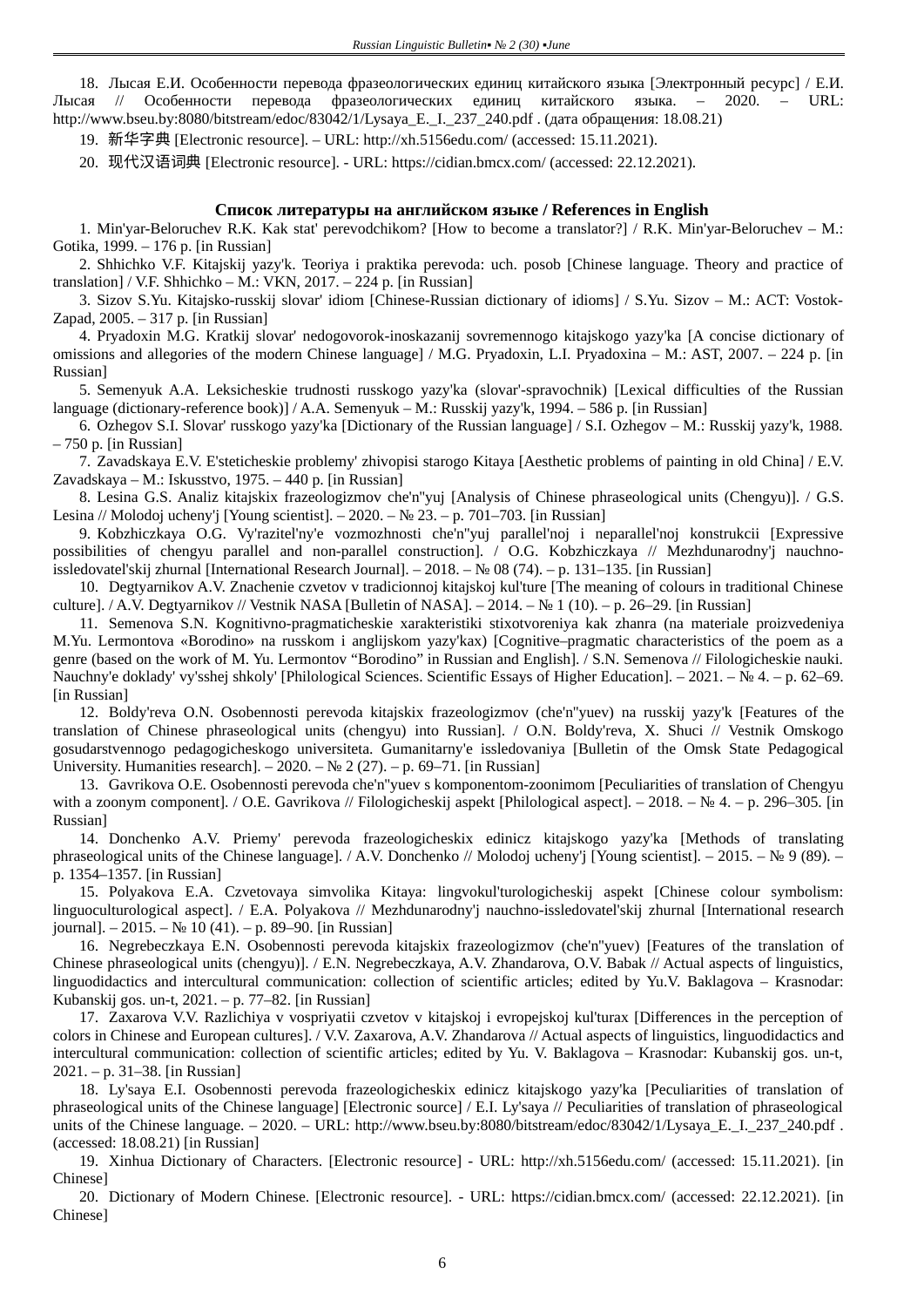18. Лысая Е.И. Особенности перевода фразеологических единиц китайского языка [Электронный ресурс] / Е.И. Лысая // Особенности перевода фразеологических единиц китайского языка. – 2020. – URL: http://www.bseu.by:8080/bitstream/edoc/83042/1/Lysaya_E._I._237_240.pdf . (дата обращения: 18.08.21)

19. 新华字典 [Electronic resource]. – URL: http://xh.5156edu.com/ (accessed: 15.11.2021).

20. 现代汉语词典 [Electronic resource]. - URL: https://cidian.bmcx.com/ (accessed: 22.12.2021).

**Список литературы на английском языке / References in English**

1. Min'yar-Beloruchev R.K. Kak stat' perevodchikom? [How to become a translator?] / R.K. Min'yar-Beloruchev – M.: Gotika, 1999. – 176 p. [in Russian]

2. Shhichko V.F. Kitajskij yazy'k. Teoriya i praktika perevoda: uch. posob [Chinese language. Theory and practice of translation] / V.F. Shhichko – M.: VKN, 2017. – 224 p. [in Russian]

3. Sizov S.Yu. Kitajsko-russkij slovar' idiom [Chinese-Russian dictionary of idioms] / S.Yu. Sizov – M.: ACT: Vostok-Zapad, 2005. – 317 p. [in Russian]

4. Pryadoxin M.G. Kratkij slovar' nedogovorok-inoskazanij sovremennogo kitajskogo yazy'ka [A concise dictionary of omissions and allegories of the modern Chinese language] / M.G. Pryadoxin, L.I. Pryadoxina – M.: AST, 2007. – 224 p. [in Russian]

5. Semenyuk A.A. Leksicheskie trudnosti russkogo yazy'ka (slovar'-spravochnik) [Lexical difficulties of the Russian language (dictionary-reference book)] / A.A. Semenyuk – M.: Russkij yazy'k, 1994. – 586 p. [in Russian]

6. Ozhegov S.I. Slovar' russkogo yazy'ka [Dictionary of the Russian language] / S.I. Ozhegov – M.: Russkij yazy'k, 1988. – 750 p. [in Russian]

7. Zavadskaya E.V. E'steticheskie problemy' zhivopisi starogo Kitaya [Aesthetic problems of painting in old China] / E.V. Zavadskaya – M.: Iskusstvo, 1975. – 440 p. [in Russian]

8. Lesina G.S. Analiz kitajskix frazeologizmov che'n''yuj [Analysis of Chinese phraseological units (Chengyu)]. / G.S. Lesina // Molodoj ucheny'j [Young scientist]. – 2020. – № 23. – p. 701–703. [in Russian]

9. Kobzhiczkaya O.G. Vy'razitel'ny'e vozmozhnosti che'n''yuj parallel'noj i neparallel'noj konstrukcii [Expressive possibilities of chengyu parallel and non-parallel construction]. / O.G. Kobzhiczkaya // Mezhdunarodny'j nauchno-issledovatel'skij zhurnal [International Research Journal]. – 2018. – № 08 (74). – p. 131–135. [in Russian]

10. Degtyarnikov A.V. Znachenie czvetov v tradicionnoj kitajskoj kul'ture [The meaning of colours in traditional Chinese culture]. / A.V. Degtyarnikov // Vestnik NASA [Bulletin of NASA]. – 2014. – № 1 (10). – p. 26–29. [in Russian]

11. Semenova S.N. Kognitivno-pragmaticheskie xarakteristiki stixotvoreniya kak zhanra (na materiale proizvedeniya M.Yu. Lermontova «Borodino» na russkom i anglijskom yazy'kax) [Cognitive–pragmatic characteristics of the poem as a genre (based on the work of M. Yu. Lermontov "Borodino" in Russian and English]. / S.N. Semenova // Filologicheskie nauki. Nauchny'e doklady' vy'sshej shkoly' [Philological Sciences. Scientific Essays of Higher Education]. – 2021. – № 4. – p. 62–69. [in Russian]

12. Boldy'reva O.N. Osobennosti perevoda kitajskix frazeologizmov (che'n''yuev) na russkij yazy'k [Features of the translation of Chinese phraseological units (chengyu) into Russian]. / O.N. Boldy'reva, X. Shuci // Vestnik Omskogo gosudarstvennogo pedagogicheskogo universiteta. Gumanitarny'e issledovaniya [Bulletin of the Omsk State Pedagogical University. Humanities research]. – 2020. – № 2 (27). – p. 69–71. [in Russian]

13. Gavrikova O.E. Osobennosti perevoda che'n''yuev s komponentom-zoonimom [Peculiarities of translation of Chengyu with a zoonym component]. / O.E. Gavrikova // Filologicheskij aspekt [Philological aspect]. – 2018. – № 4. – p. 296–305. [in Russian]

14. Donchenko A.V. Priemy' perevoda frazeologicheskix edinicz kitajskogo yazy'ka [Methods of translating phraseological units of the Chinese language]. / A.V. Donchenko // Molodoj ucheny'j [Young scientist]. – 2015. – № 9 (89). – p. 1354–1357. [in Russian]

15. Polyakova E.A. Czvetovaya simvolika Kitaya: lingvokul'turologicheskij aspekt [Chinese colour symbolism: linguoculturological aspect]. / E.A. Polyakova // Mezhdunarodny'j nauchno-issledovatel'skij zhurnal [International research journal]. – 2015. – № 10 (41). – p. 89–90. [in Russian]

16. Negrebeczkaya E.N. Osobennosti perevoda kitajskix frazeologizmov (che'n''yuev) [Features of the translation of Chinese phraseological units (chengyu)]. / E.N. Negrebeczkaya, A.V. Zhandarova, O.V. Babak // Actual aspects of linguistics, linguodidactics and intercultural communication: collection of scientific articles; edited by Yu.V. Baklagova – Krasnodar: Kubanskij gos. un-t, 2021. – p. 77–82. [in Russian]

17. Zaxarova V.V. Razlichiya v vospriyatii czvetov v kitajskoj i evropejskoj kul'turax [Differences in the perception of colors in Chinese and European cultures]. / V.V. Zaxarova, A.V. Zhandarova // Actual aspects of linguistics, linguodidactics and intercultural communication: collection of scientific articles; edited by Yu. V. Baklagova – Krasnodar: Kubanskij gos. un-t, 2021. – p. 31–38. [in Russian]

18. Ly'saya E.I. Osobennosti perevoda frazeologicheskix edinicz kitajskogo yazy'ka [Peculiarities of translation of phraseological units of the Chinese language] [Electronic source] / E.I. Ly'saya // Peculiarities of translation of phraseological units of the Chinese language. – 2020. – URL: http://www.bseu.by:8080/bitstream/edoc/83042/1/Lysaya_E._I._237_240.pdf . (accessed: 18.08.21) [in Russian]

19. Xinhua Dictionary of Characters. [Electronic resource] - URL: http://xh.5156edu.com/ (accessed: 15.11.2021). [in Chinese]

20. Dictionary of Modern Chinese. [Electronic resource]. - URL: https://cidian.bmcx.com/ (accessed: 22.12.2021). [in Chinese]